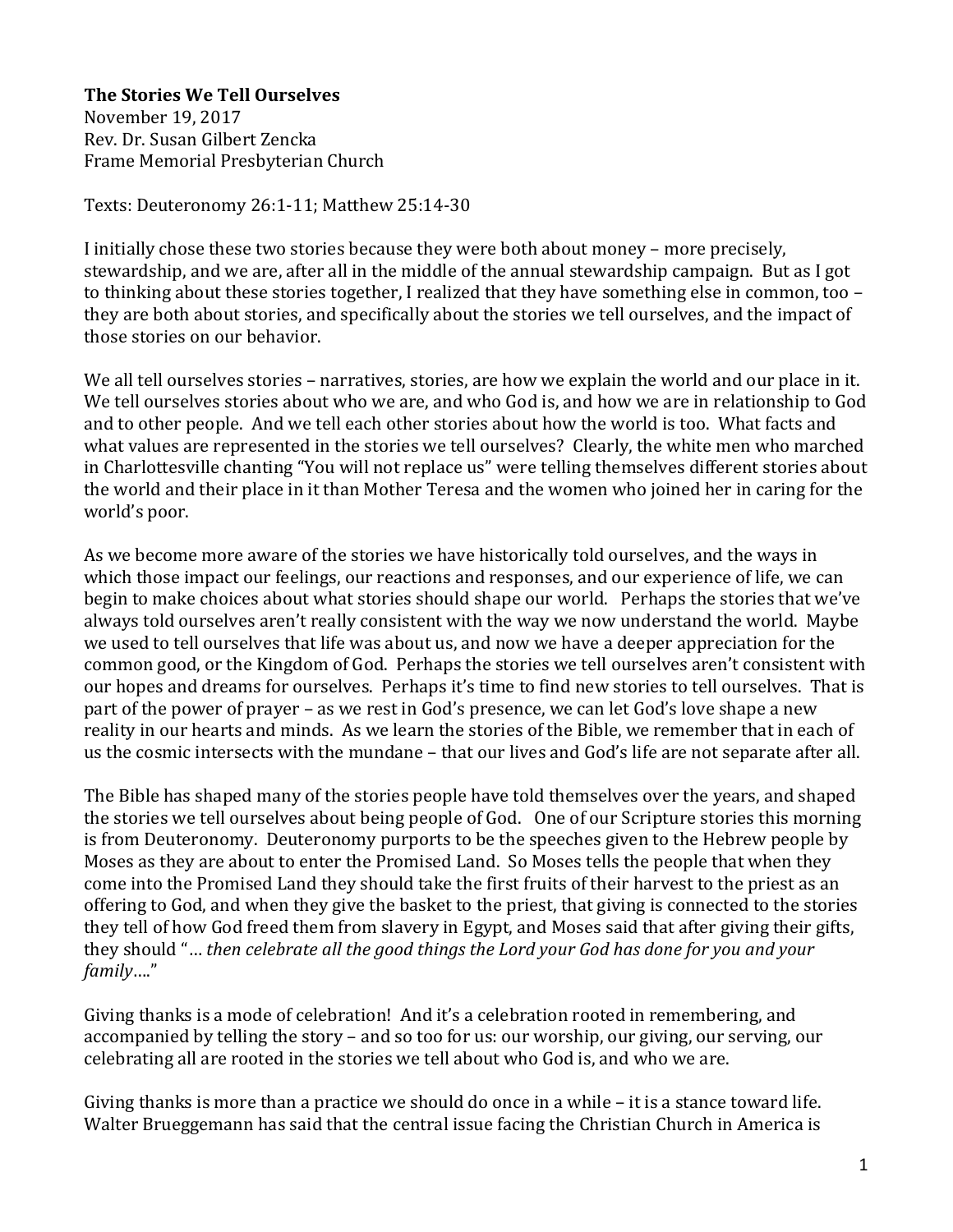**The Stories We Tell Ourselves**
November 19, 2017
Rev. Dr. Susan Gilbert Zencka
Frame Memorial Presbyterian Church

Texts: Deuteronomy 26:1-11; Matthew 25:14-30

I initially chose these two stories because they were both about money – more precisely, stewardship, and we are, after all in the middle of the annual stewardship campaign. But as I got to thinking about these stories together, I realized that they have something else in common, too – they are both about stories, and specifically about the stories we tell ourselves, and the impact of those stories on our behavior.

We all tell ourselves stories – narratives, stories, are how we explain the world and our place in it. We tell ourselves stories about who we are, and who God is, and how we are in relationship to God and to other people. And we tell each other stories about how the world is too. What facts and what values are represented in the stories we tell ourselves? Clearly, the white men who marched in Charlottesville chanting "You will not replace us" were telling themselves different stories about the world and their place in it than Mother Teresa and the women who joined her in caring for the world's poor.

As we become more aware of the stories we have historically told ourselves, and the ways in which those impact our feelings, our reactions and responses, and our experience of life, we can begin to make choices about what stories should shape our world. Perhaps the stories that we've always told ourselves aren't really consistent with the way we now understand the world. Maybe we used to tell ourselves that life was about us, and now we have a deeper appreciation for the common good, or the Kingdom of God. Perhaps the stories we tell ourselves aren't consistent with our hopes and dreams for ourselves. Perhaps it's time to find new stories to tell ourselves. That is part of the power of prayer – as we rest in God's presence, we can let God's love shape a new reality in our hearts and minds. As we learn the stories of the Bible, we remember that in each of us the cosmic intersects with the mundane – that our lives and God's life are not separate after all.

The Bible has shaped many of the stories people have told themselves over the years, and shaped the stories we tell ourselves about being people of God. One of our Scripture stories this morning is from Deuteronomy. Deuteronomy purports to be the speeches given to the Hebrew people by Moses as they are about to enter the Promised Land. So Moses tells the people that when they come into the Promised Land they should take the first fruits of their harvest to the priest as an offering to God, and when they give the basket to the priest, that giving is connected to the stories they tell of how God freed them from slavery in Egypt, and Moses said that after giving their gifts, they should "*… then celebrate all the good things the Lord your God has done for you and your family….*"

Giving thanks is a mode of celebration! And it's a celebration rooted in remembering, and accompanied by telling the story – and so too for us: our worship, our giving, our serving, our celebrating all are rooted in the stories we tell about who God is, and who we are.

Giving thanks is more than a practice we should do once in a while – it is a stance toward life. Walter Brueggemann has said that the central issue facing the Christian Church in America is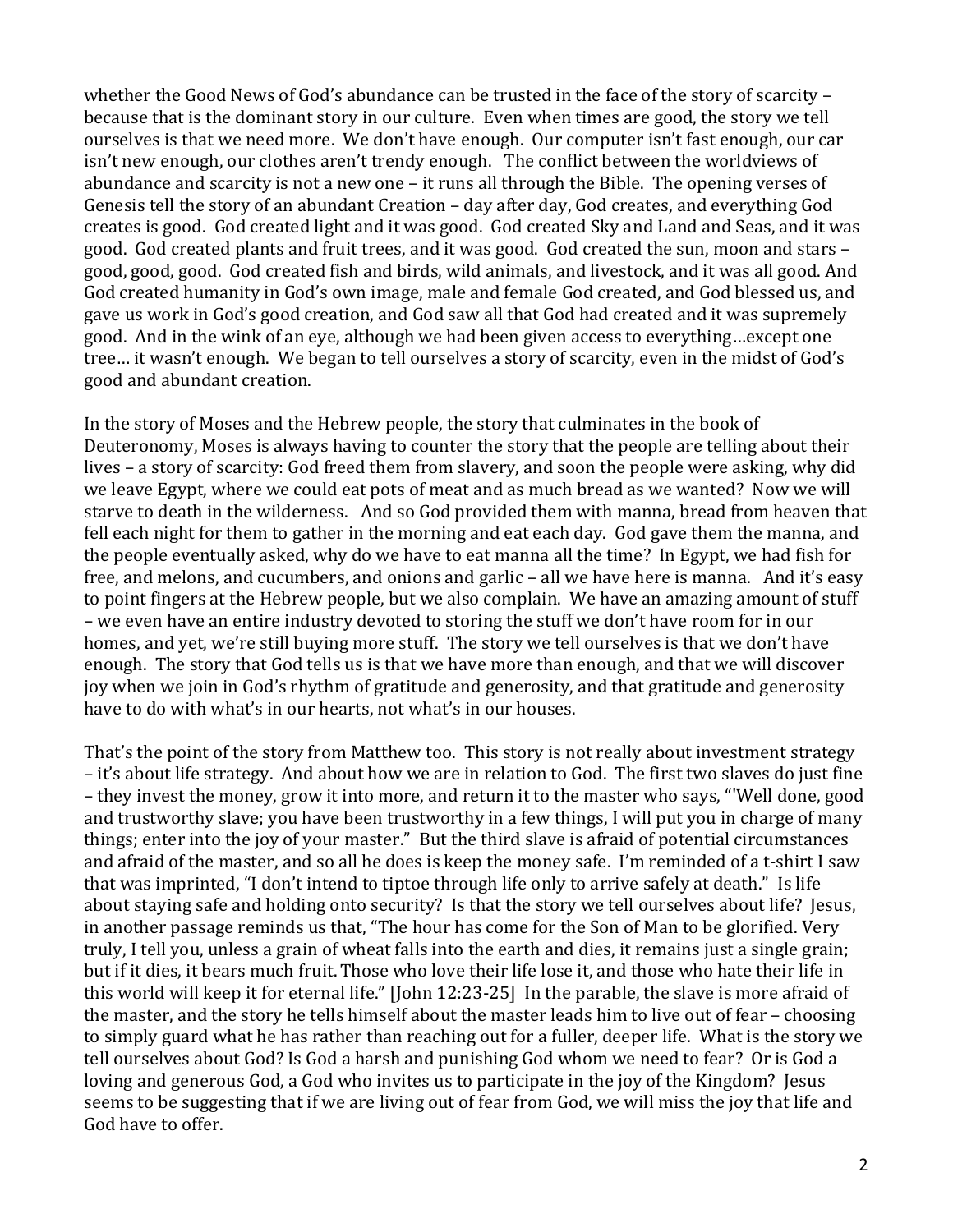whether the Good News of God's abundance can be trusted in the face of the story of scarcity – because that is the dominant story in our culture. Even when times are good, the story we tell ourselves is that we need more. We don't have enough. Our computer isn't fast enough, our car isn't new enough, our clothes aren't trendy enough. The conflict between the worldviews of abundance and scarcity is not a new one – it runs all through the Bible. The opening verses of Genesis tell the story of an abundant Creation – day after day, God creates, and everything God creates is good. God created light and it was good. God created Sky and Land and Seas, and it was good. God created plants and fruit trees, and it was good. God created the sun, moon and stars – good, good, good. God created fish and birds, wild animals, and livestock, and it was all good. And God created humanity in God's own image, male and female God created, and God blessed us, and gave us work in God's good creation, and God saw all that God had created and it was supremely good. And in the wink of an eye, although we had been given access to everything…except one tree… it wasn't enough. We began to tell ourselves a story of scarcity, even in the midst of God's good and abundant creation.

In the story of Moses and the Hebrew people, the story that culminates in the book of Deuteronomy, Moses is always having to counter the story that the people are telling about their lives – a story of scarcity: God freed them from slavery, and soon the people were asking, why did we leave Egypt, where we could eat pots of meat and as much bread as we wanted? Now we will starve to death in the wilderness. And so God provided them with manna, bread from heaven that fell each night for them to gather in the morning and eat each day. God gave them the manna, and the people eventually asked, why do we have to eat manna all the time? In Egypt, we had fish for free, and melons, and cucumbers, and onions and garlic – all we have here is manna. And it's easy to point fingers at the Hebrew people, but we also complain. We have an amazing amount of stuff – we even have an entire industry devoted to storing the stuff we don't have room for in our homes, and yet, we're still buying more stuff. The story we tell ourselves is that we don't have enough. The story that God tells us is that we have more than enough, and that we will discover joy when we join in God's rhythm of gratitude and generosity, and that gratitude and generosity have to do with what's in our hearts, not what's in our houses.

That's the point of the story from Matthew too. This story is not really about investment strategy – it's about life strategy. And about how we are in relation to God. The first two slaves do just fine – they invest the money, grow it into more, and return it to the master who says, "'Well done, good and trustworthy slave; you have been trustworthy in a few things, I will put you in charge of many things; enter into the joy of your master." But the third slave is afraid of potential circumstances and afraid of the master, and so all he does is keep the money safe. I'm reminded of a t-shirt I saw that was imprinted, "I don't intend to tiptoe through life only to arrive safely at death." Is life about staying safe and holding onto security? Is that the story we tell ourselves about life? Jesus, in another passage reminds us that, "The hour has come for the Son of Man to be glorified. Very truly, I tell you, unless a grain of wheat falls into the earth and dies, it remains just a single grain; but if it dies, it bears much fruit. Those who love their life lose it, and those who hate their life in this world will keep it for eternal life." [John 12:23-25] In the parable, the slave is more afraid of the master, and the story he tells himself about the master leads him to live out of fear – choosing to simply guard what he has rather than reaching out for a fuller, deeper life. What is the story we tell ourselves about God? Is God a harsh and punishing God whom we need to fear? Or is God a loving and generous God, a God who invites us to participate in the joy of the Kingdom? Jesus seems to be suggesting that if we are living out of fear from God, we will miss the joy that life and God have to offer.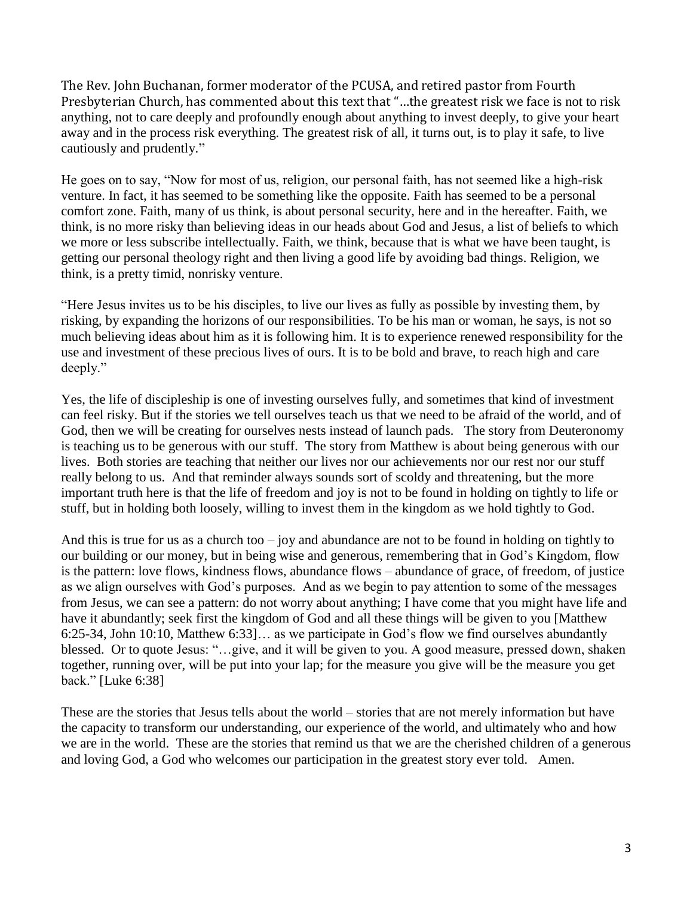The Rev. John Buchanan, former moderator of the PCUSA, and retired pastor from Fourth Presbyterian Church, has commented about this text that "…the greatest risk we face is not to risk anything, not to care deeply and profoundly enough about anything to invest deeply, to give your heart away and in the process risk everything. The greatest risk of all, it turns out, is to play it safe, to live cautiously and prudently."

He goes on to say, "Now for most of us, religion, our personal faith, has not seemed like a high-risk venture. In fact, it has seemed to be something like the opposite. Faith has seemed to be a personal comfort zone. Faith, many of us think, is about personal security, here and in the hereafter. Faith, we think, is no more risky than believing ideas in our heads about God and Jesus, a list of beliefs to which we more or less subscribe intellectually. Faith, we think, because that is what we have been taught, is getting our personal theology right and then living a good life by avoiding bad things. Religion, we think, is a pretty timid, nonrisky venture.

"Here Jesus invites us to be his disciples, to live our lives as fully as possible by investing them, by risking, by expanding the horizons of our responsibilities. To be his man or woman, he says, is not so much believing ideas about him as it is following him. It is to experience renewed responsibility for the use and investment of these precious lives of ours. It is to be bold and brave, to reach high and care deeply."

Yes, the life of discipleship is one of investing ourselves fully, and sometimes that kind of investment can feel risky. But if the stories we tell ourselves teach us that we need to be afraid of the world, and of God, then we will be creating for ourselves nests instead of launch pads. The story from Deuteronomy is teaching us to be generous with our stuff. The story from Matthew is about being generous with our lives. Both stories are teaching that neither our lives nor our achievements nor our rest nor our stuff really belong to us. And that reminder always sounds sort of scoldy and threatening, but the more important truth here is that the life of freedom and joy is not to be found in holding on tightly to life or stuff, but in holding both loosely, willing to invest them in the kingdom as we hold tightly to God.

And this is true for us as a church too – joy and abundance are not to be found in holding on tightly to our building or our money, but in being wise and generous, remembering that in God's Kingdom, flow is the pattern: love flows, kindness flows, abundance flows – abundance of grace, of freedom, of justice as we align ourselves with God's purposes. And as we begin to pay attention to some of the messages from Jesus, we can see a pattern: do not worry about anything; I have come that you might have life and have it abundantly; seek first the kingdom of God and all these things will be given to you [Matthew 6:25-34, John 10:10, Matthew 6:33]… as we participate in God's flow we find ourselves abundantly blessed. Or to quote Jesus: "…give, and it will be given to you. A good measure, pressed down, shaken together, running over, will be put into your lap; for the measure you give will be the measure you get back." [Luke 6:38]

These are the stories that Jesus tells about the world – stories that are not merely information but have the capacity to transform our understanding, our experience of the world, and ultimately who and how we are in the world. These are the stories that remind us that we are the cherished children of a generous and loving God, a God who welcomes our participation in the greatest story ever told. Amen.